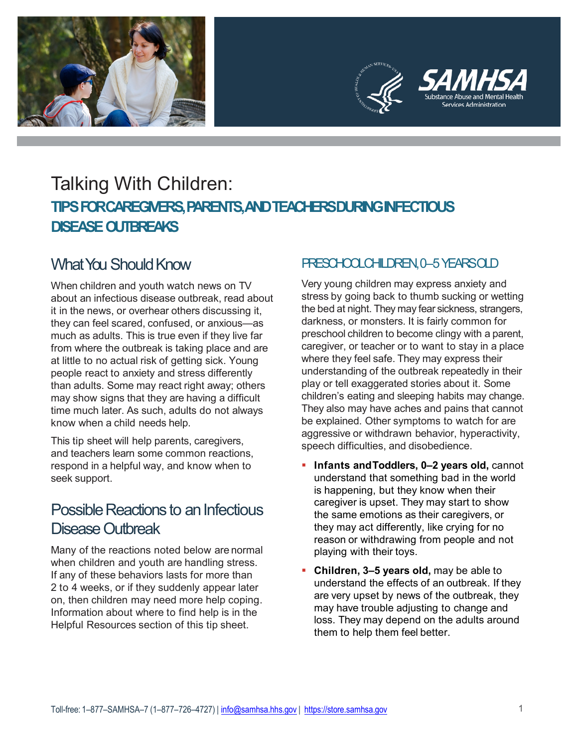# Talking With Children:

## TIPS FOR CAREGIVERS, PARENTS, AND TEACHERS DURING INFECTIOUS DISEASE OUTBREAKS

## What You Should Know

When children and youth watch news on TV about an infectious disease outbreak, read about it in the news, or overhear others discussing it, they can feel scared, confused, or anxious—as much as adults. This is true even if they live far from where the outbreak is taking place and are at little to no actual risk of getting sick. Young people react to anxiety and stress differently than adults. Some may react right away; others may show signs that they are having a difficult time much later. As such, adults do not always know when a child needs help.

This tip sheet will help parents, caregivers, and teachers learn some common reactions, respond in a helpful way, and know when to seek support.

## Possible Reactions to an Infectious Disease Outbreak

Many of the reactions noted below are normal when children and youth are handling stress. If any of these behaviors lasts for more than 2 to 4 weeks, or if they suddenly appear later on, then children may need more help coping. Information about where to find help is in the Helpful Resources section of this tip sheet.

### PRESCHOOL CHILDREN, 0–5 YEARS OLD

Very young children may express anxiety and stress by going back to thumb sucking or wetting the bed at night. They may fear sickness, strangers, darkness, or monsters. It is fairly common for preschool children to become clingy with a parent, caregiver, or teacher or to want to stay in a place where they feel safe. They may express their understanding of the outbreak repeatedly in their play or tell exaggerated stories about it. Some children's eating and sleeping habits may change. They also may have aches and pains that cannot be explained. Other symptoms to watch for are aggressive or withdrawn behavior, hyperactivity, speech difficulties, and disobedience.

- **Infants and Toddlers, 0–2 years old,** cannot understand that something bad in the world is happening, but they know when their caregiver is upset. They may start to show the same emotions as their caregivers, or they may act differently, like crying for no reason or withdrawing from people and not playing with their toys.
- **Children, 3–5 years old,** may be able to understand the effects of an outbreak. If they are very upset by news of the outbreak, they may have trouble adjusting to change and loss. They may depend on the adults around them to help them feel better.

Toll-free: 1–877–SAMHSA–7 (1–877–726–4727) | info@samhsa.hhs.gov | https://store.samhsa.gov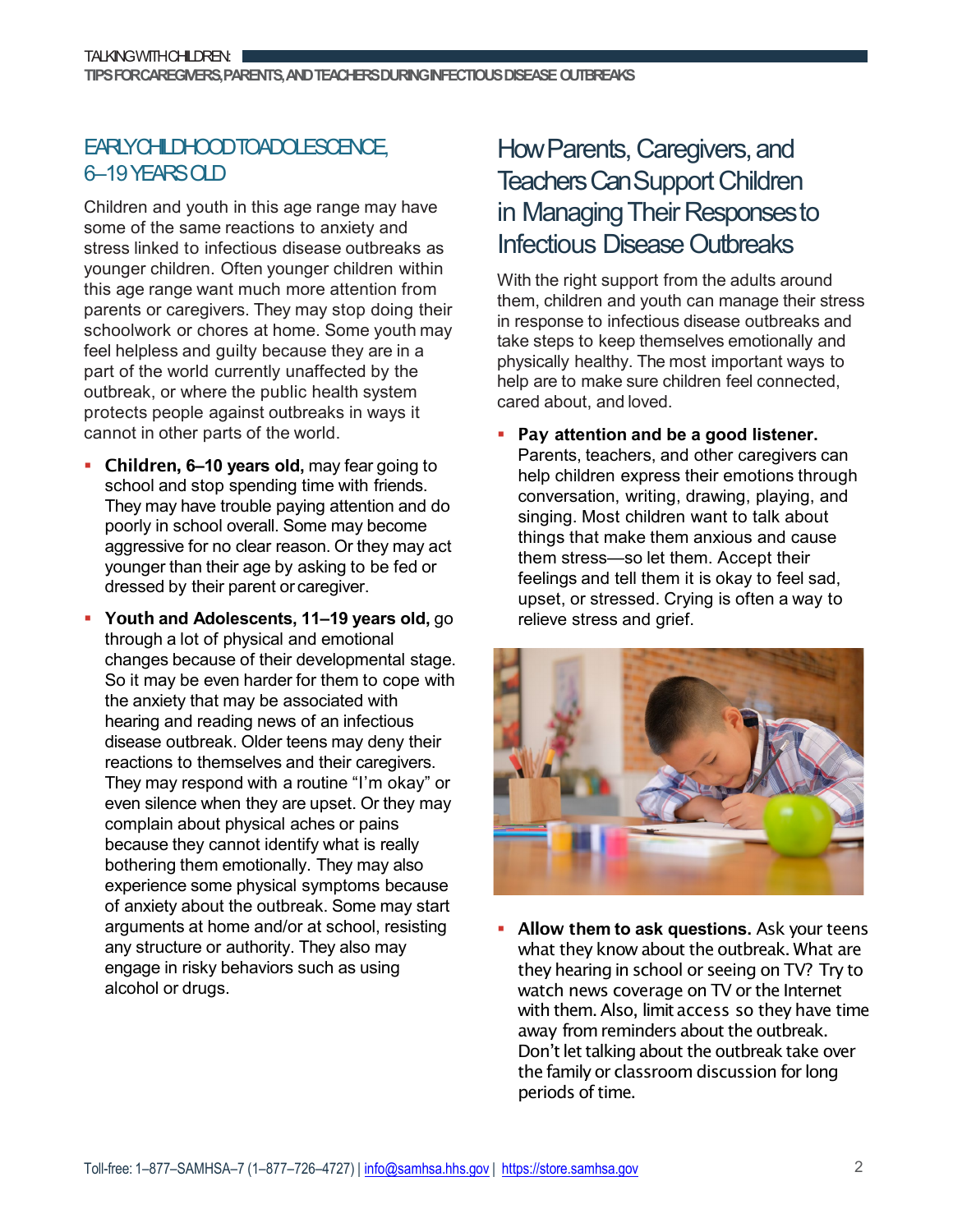## EARLY CHILDHOOD TO ADOLESCENCE, 6–19 YEARS OLD

Children and youth in this age range may have some of the same reactions to anxiety and stress linked to infectious disease outbreaks as younger children. Often younger children within this age range want much more attention from parents or caregivers. They may stop doing their schoolwork or chores at home. Some youth may feel helpless and guilty because they are in a part of the world currently unaffected by the outbreak, or where the public health system protects people against outbreaks in ways it cannot in other parts of the world.

- **Children, 6–10 years old,** may fear going to school and stop spending time with friends. They may have trouble paying attention and do poorly in school overall. Some may become aggressive for no clear reason. Or they may act younger than their age by asking to be fed or dressed by their parent or caregiver.
- **Youth and Adolescents, 11–19 years old,** go through a lot of physical and emotional changes because of their developmental stage. So it may be even harder for them to cope with the anxiety that may be associated with hearing and reading news of an infectious disease outbreak. Older teens may deny their reactions to themselves and their caregivers. They may respond with a routine "I'm okay" or even silence when they are upset. Or they may complain about physical aches or pains because they cannot identify what is really bothering them emotionally. They may also experience some physical symptoms because of anxiety about the outbreak. Some may start arguments at home and/or at school, resisting any structure or authority. They also may engage in risky behaviors such as using alcohol or drugs.

## How Parents, Caregivers, and Teachers Can Support Children in Managing Their Responses to Infectious Disease Outbreaks

With the right support from the adults around them, children and youth can manage their stress in response to infectious disease outbreaks and take steps to keep themselves emotionally and physically healthy. The most important ways to help are to make sure children feel connected, cared about, and loved.

- **Pay attention and be a good listener.** Parents, teachers, and other caregivers can help children express their emotions through conversation, writing, drawing, playing, and singing. Most children want to talk about things that make them anxious and cause them stress—so let them. Accept their feelings and tell them it is okay to feel sad, upset, or stressed. Crying is often a way to relieve stress and grief.
- **Allow them to ask questions.** Ask your teens what they know about the outbreak. What are they hearing in school or seeing on TV? Try to watch news coverage on TV or the Internet with them. Also, limit access so they have time away from reminders about the outbreak. Don't let talking about the outbreak take over the family or classroom discussion for long periods of time.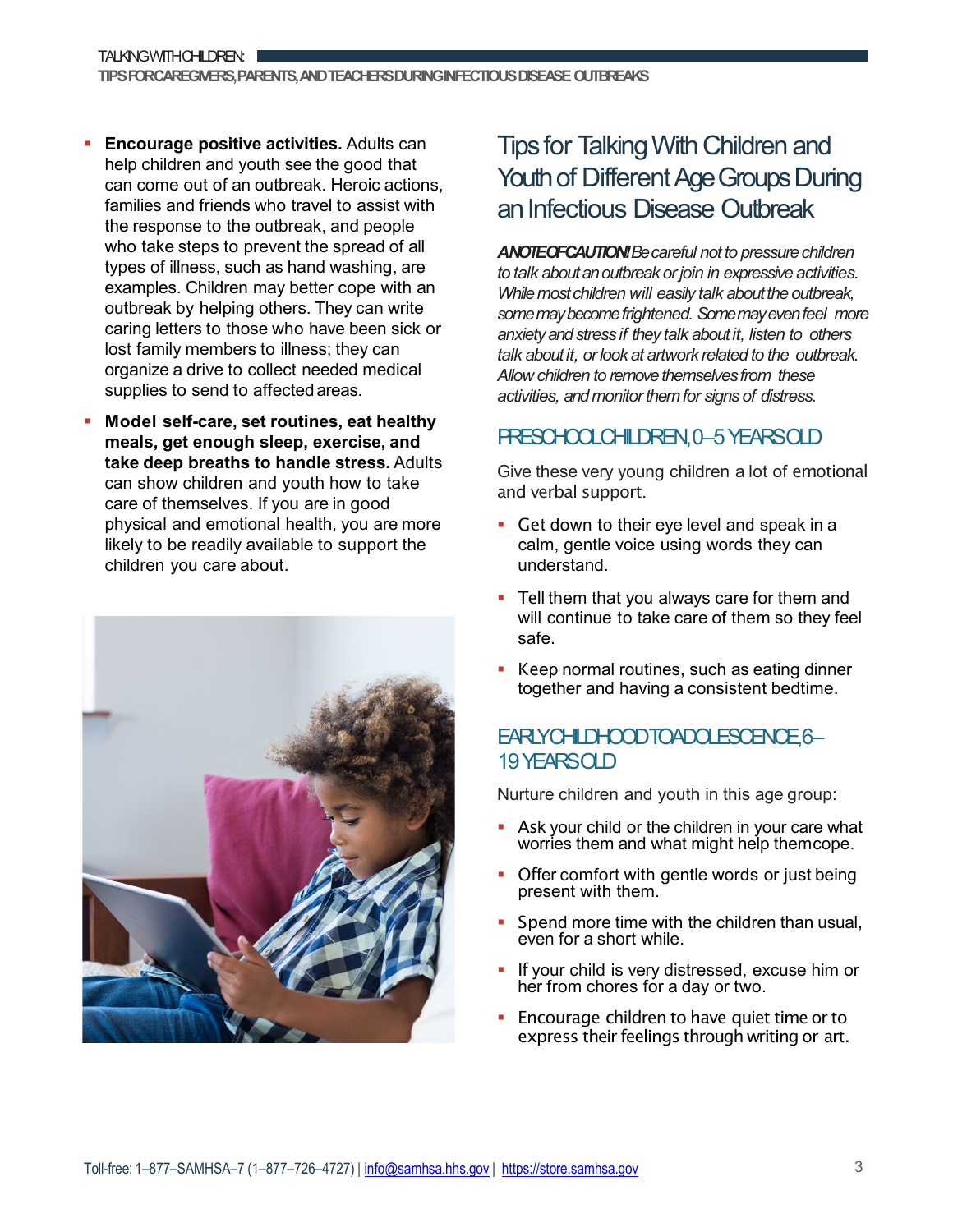- **Encourage positive activities.** Adults can help children and youth see the good that can come out of an outbreak. Heroic actions, families and friends who travel to assist with the response to the outbreak, and people who take steps to prevent the spread of all types of illness, such as hand washing, are examples. Children may better cope with an outbreak by helping others. They can write caring letters to those who have been sick or lost family members to illness; they can organize a drive to collect needed medical supplies to send to affected areas.
- **Model self-care, set routines, eat healthy meals, get enough sleep, exercise, and take deep breaths to handle stress.** Adults can show children and youth how to take care of themselves. If you are in good physical and emotional health, you are more likely to be readily available to support the children you care about.

## Tips for Talking With Children and Youth of Different Age Groups During an Infectious Disease Outbreak

***A NOTE OF CAUTION!*** *Be careful not to pressure children to talk about an outbreak or join in expressive activities. While most children will easily talk about the outbreak, some may become frightened. Some may even feel more anxiety and stress if they talk about it, listen to others talk about it, or look at artwork related to the outbreak. Allow children to remove themselves from these activities, and monitor them for signs of distress.*

### PRESCHOOL CHILDREN, 0–5 YEARS OLD

Give these very young children a lot of emotional and verbal support.

- Get down to their eye level and speak in a calm, gentle voice using words they can understand.
- Tell them that you always care for them and will continue to take care of them so they feel safe.
- Keep normal routines, such as eating dinner together and having a consistent bedtime.

### EARLY CHILDHOOD TO ADOLESCENCE, 6–19 YEARS OLD

Nurture children and youth in this age group:

- Ask your child or the children in your care what worries them and what might help them cope.
- Offer comfort with gentle words or just being present with them.
- Spend more time with the children than usual, even for a short while.
- If your child is very distressed, excuse him or her from chores for a day or two.
- Encourage children to have quiet time or to express their feelings through writing or art.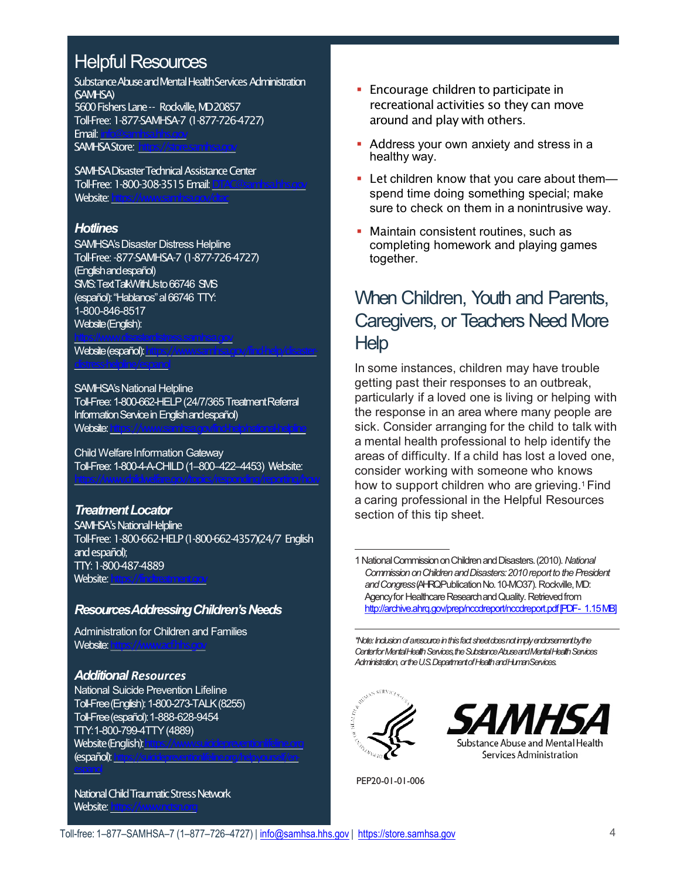## Helpful Resources

Substance Abuse and Mental Health Services Administration (SAMHSA)
5600 Fishers Lane -- Rockville, MD 20857
Toll-Free: 1-877-SAMHSA-7 (1-877-726-4727)
Email: info@samhsa.hhs.gov
SAMHSA Store: https://store.samhsa.gov

SAMHSA Disaster Technical Assistance Center
Toll-Free: 1-800-308-3515 Email: DTAC@samhsa.hhs.gov
Website: https://www.samhsa.gov/dtac

### *Hotlines*

SAMHSA's Disaster Distress Helpline
Toll-Free: -877-SAMHSA-7 (1-877-726-4727) (English and español)
SMS: Text TalkWithUs to 66746 SMS (español): "Hablanos" al 66746 TTY: 1-800-846-8517
Website (English): https://www.disasterdistress.samhsa.gov
Website (español): https://www.samhsa.gov/find-help/disaster-distress-helpline/espanol

SAMHSA's National Helpline
Toll-Free: 1-800-662-HELP (24/7/365 Treatment Referral Information Service in English and español)
Website: https://www.samhsa.gov/find-help/national-helpline

Child Welfare Information Gateway
Toll-Free: 1-800-4-A-CHILD (1–800–422–4453) Website: https://www.childwelfare.gov/topics/responding/reporting/how

### *Treatment Locator*

SAMHSA's National Helpline
Toll-Free: 1-800-662-HELP (1-800-662-4357)(24/7 English and español);
TTY: 1-800-487-4889
Website: https://findtreatment.gov

### *Resources Addressing Children's Needs*

Administration for Children and Families
Website: https://www.acf.hhs.gov

### *Additional Resources*

National Suicide Prevention Lifeline
Toll-Free (English): 1-800-273-TALK (8255)
Toll-Free (español): 1-888-628-9454
TTY: 1-800-799-4TTY (4889)
Website (English): https://www.suicidepreventionlifeline.org
(español): https://suicidepreventionlifeline.org/help-yourself/en-espanol

National Child Traumatic Stress Network
Website: https://www.nctsn.org

- Encourage children to participate in recreational activities so they can move around and play with others.
- Address your own anxiety and stress in a healthy way.
- Let children know that you care about them—spend time doing something special; make sure to check on them in a nonintrusive way.
- Maintain consistent routines, such as completing homework and playing games together.

## When Children, Youth and Parents, Caregivers, or Teachers Need More Help

In some instances, children may have trouble getting past their responses to an outbreak, particularly if a loved one is living or helping with the response in an area where many people are sick. Consider arranging for the child to talk with a mental health professional to help identify the areas of difficulty. If a child has lost a loved one, consider working with someone who knows how to support children who are grieving.[1] Find a caring professional in the Helpful Resources section of this tip sheet.

---

1 National Commission on Children and Disasters. (2010). *National Commission on Children and Disasters: 2010 report to the President and Congress* (AHRQ Publication No. 10-M037). Rockville, MD: Agency for Healthcare Research and Quality. Retrieved from http://archive.ahrq.gov/prep/nccdreport/nccdreport.pdf [PDF - 1.15 MB]

*\*Note: Inclusion of a resource in this fact sheet does not imply endorsement by the Center for Mental Health Services, the Substance Abuse and Mental Health Services Administration, or the U.S. Department of Health and Human Services.*

SAMHSA
Substance Abuse and Mental Health Services Administration

PEP20-01-01-006

Toll-free: 1–877–SAMHSA–7 (1–877–726–4727) | info@samhsa.hhs.gov | https://store.samhsa.gov